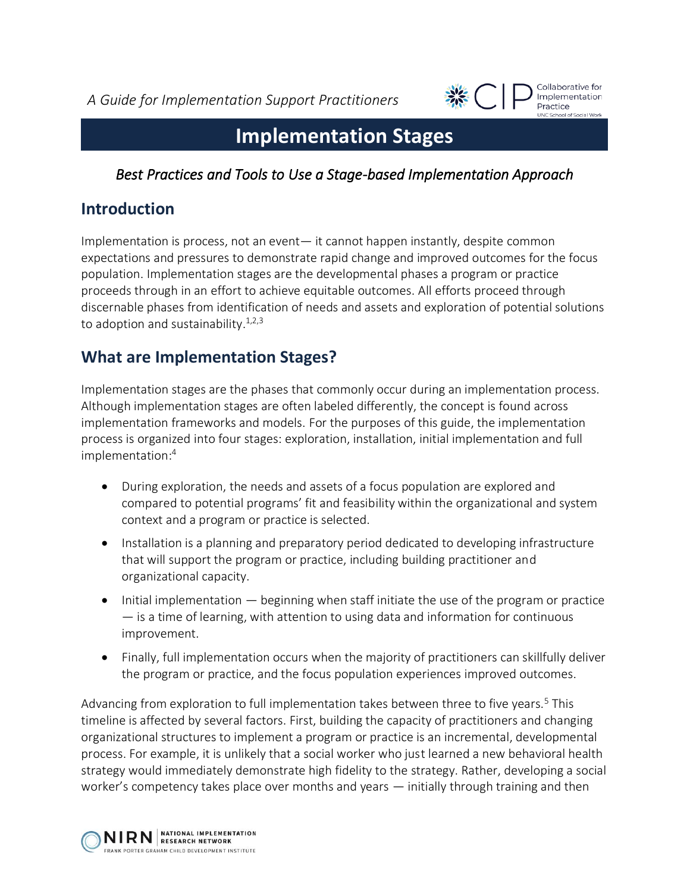*A Guide for Implementation Support Practitioners*

# Implementation Stages

*Best Practices and Tools to Use a Stage-based Implementation Approach*

## Introduction

Implementation is process, not an event— it cannot happen instantly, despite common expectations and pressures to demonstrate rapid change and improved outcomes for the focus population. Implementation stages are the developmental phases a program or practice proceeds through in an effort to achieve equitable outcomes. All efforts proceed through discernable phases from identification of needs and assets and exploration of potential solutions to adoption and sustainability.[1,2,3]

## What are Implementation Stages?

Implementation stages are the phases that commonly occur during an implementation process. Although implementation stages are often labeled differently, the concept is found across implementation frameworks and models. For the purposes of this guide, the implementation process is organized into four stages: exploration, installation, initial implementation and full implementation:[4]

- During exploration, the needs and assets of a focus population are explored and compared to potential programs' fit and feasibility within the organizational and system context and a program or practice is selected.
- Installation is a planning and preparatory period dedicated to developing infrastructure that will support the program or practice, including building practitioner and organizational capacity.
- Initial implementation — beginning when staff initiate the use of the program or practice — is a time of learning, with attention to using data and information for continuous improvement.
- Finally, full implementation occurs when the majority of practitioners can skillfully deliver the program or practice, and the focus population experiences improved outcomes.

Advancing from exploration to full implementation takes between three to five years.[5] This timeline is affected by several factors. First, building the capacity of practitioners and changing organizational structures to implement a program or practice is an incremental, developmental process. For example, it is unlikely that a social worker who just learned a new behavioral health strategy would immediately demonstrate high fidelity to the strategy. Rather, developing a social worker's competency takes place over months and years — initially through training and then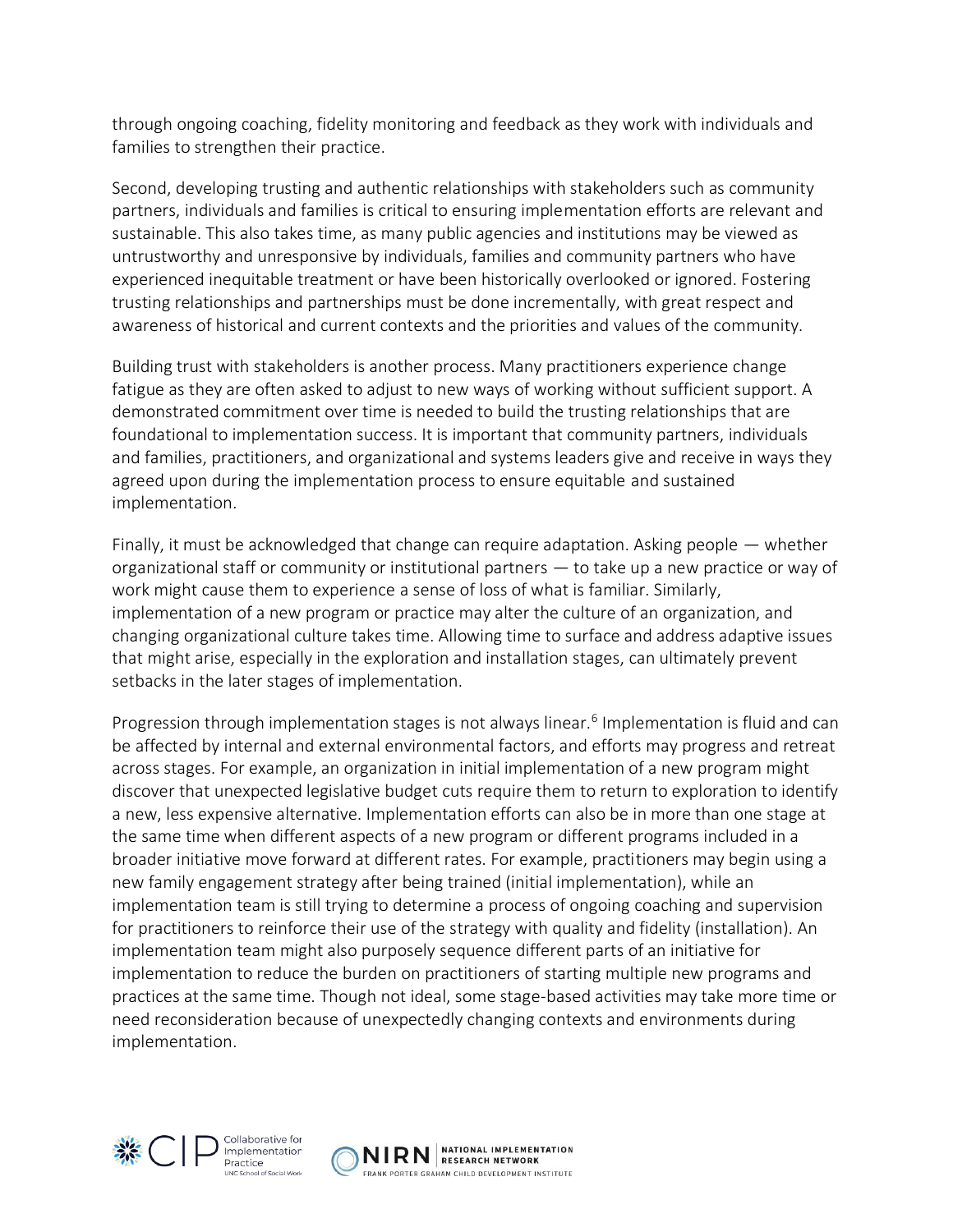through ongoing coaching, fidelity monitoring and feedback as they work with individuals and families to strengthen their practice.

Second, developing trusting and authentic relationships with stakeholders such as community partners, individuals and families is critical to ensuring implementation efforts are relevant and sustainable. This also takes time, as many public agencies and institutions may be viewed as untrustworthy and unresponsive by individuals, families and community partners who have experienced inequitable treatment or have been historically overlooked or ignored. Fostering trusting relationships and partnerships must be done incrementally, with great respect and awareness of historical and current contexts and the priorities and values of the community.

Building trust with stakeholders is another process. Many practitioners experience change fatigue as they are often asked to adjust to new ways of working without sufficient support. A demonstrated commitment over time is needed to build the trusting relationships that are foundational to implementation success. It is important that community partners, individuals and families, practitioners, and organizational and systems leaders give and receive in ways they agreed upon during the implementation process to ensure equitable and sustained implementation.

Finally, it must be acknowledged that change can require adaptation. Asking people — whether organizational staff or community or institutional partners — to take up a new practice or way of work might cause them to experience a sense of loss of what is familiar. Similarly, implementation of a new program or practice may alter the culture of an organization, and changing organizational culture takes time. Allowing time to surface and address adaptive issues that might arise, especially in the exploration and installation stages, can ultimately prevent setbacks in the later stages of implementation.

Progression through implementation stages is not always linear.[6] Implementation is fluid and can be affected by internal and external environmental factors, and efforts may progress and retreat across stages. For example, an organization in initial implementation of a new program might discover that unexpected legislative budget cuts require them to return to exploration to identify a new, less expensive alternative. Implementation efforts can also be in more than one stage at the same time when different aspects of a new program or different programs included in a broader initiative move forward at different rates. For example, practitioners may begin using a new family engagement strategy after being trained (initial implementation), while an implementation team is still trying to determine a process of ongoing coaching and supervision for practitioners to reinforce their use of the strategy with quality and fidelity (installation). An implementation team might also purposely sequence different parts of an initiative for implementation to reduce the burden on practitioners of starting multiple new programs and practices at the same time. Though not ideal, some stage-based activities may take more time or need reconsideration because of unexpectedly changing contexts and environments during implementation.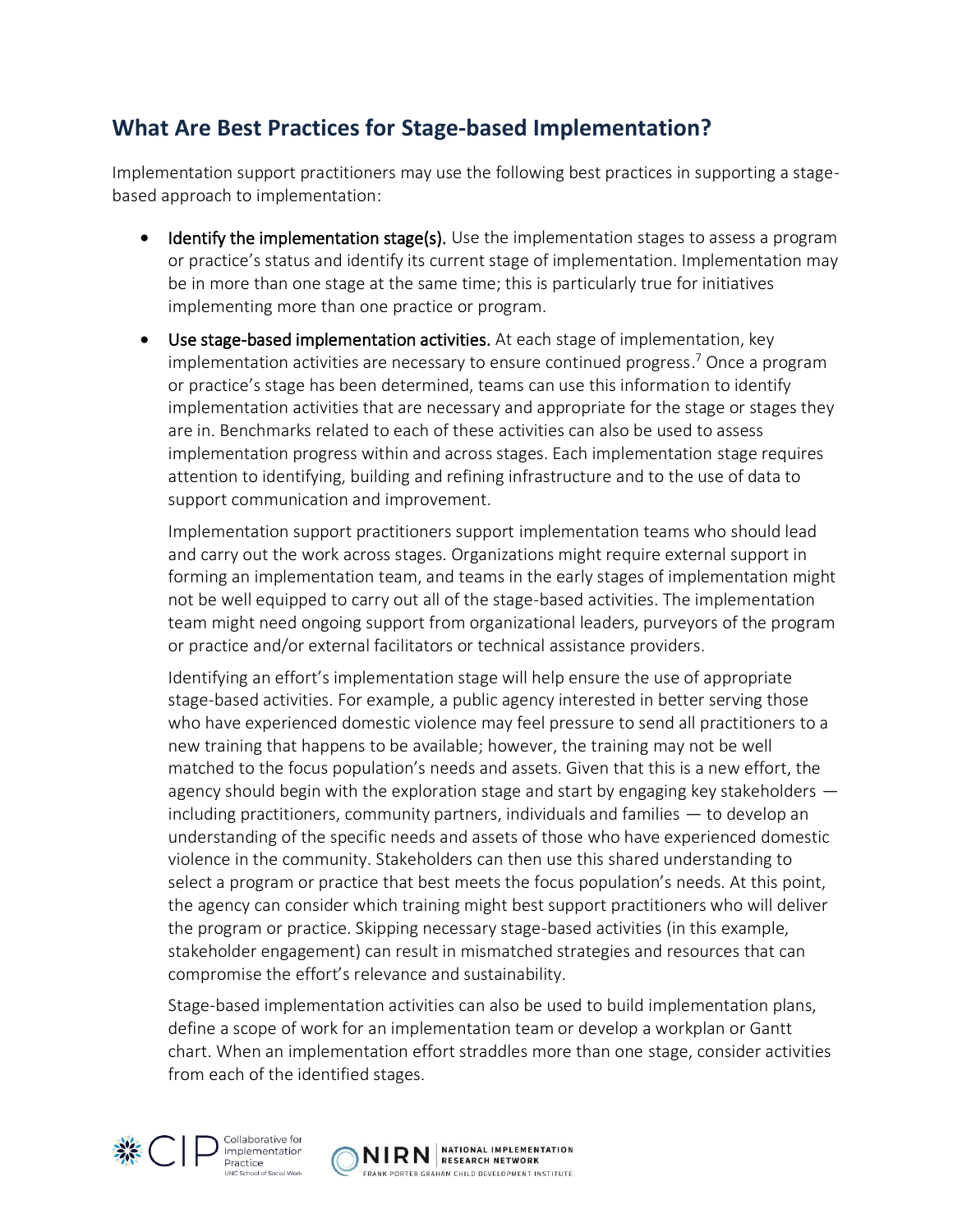## What Are Best Practices for Stage-based Implementation?

Implementation support practitioners may use the following best practices in supporting a stage-based approach to implementation:

- **Identify the implementation stage(s).** Use the implementation stages to assess a program or practice's status and identify its current stage of implementation. Implementation may be in more than one stage at the same time; this is particularly true for initiatives implementing more than one practice or program.
- **Use stage-based implementation activities.** At each stage of implementation, key implementation activities are necessary to ensure continued progress.[7] Once a program or practice's stage has been determined, teams can use this information to identify implementation activities that are necessary and appropriate for the stage or stages they are in. Benchmarks related to each of these activities can also be used to assess implementation progress within and across stages. Each implementation stage requires attention to identifying, building and refining infrastructure and to the use of data to support communication and improvement.

  Implementation support practitioners support implementation teams who should lead and carry out the work across stages. Organizations might require external support in forming an implementation team, and teams in the early stages of implementation might not be well equipped to carry out all of the stage-based activities. The implementation team might need ongoing support from organizational leaders, purveyors of the program or practice and/or external facilitators or technical assistance providers.

  Identifying an effort's implementation stage will help ensure the use of appropriate stage-based activities. For example, a public agency interested in better serving those who have experienced domestic violence may feel pressure to send all practitioners to a new training that happens to be available; however, the training may not be well matched to the focus population's needs and assets. Given that this is a new effort, the agency should begin with the exploration stage and start by engaging key stakeholders — including practitioners, community partners, individuals and families — to develop an understanding of the specific needs and assets of those who have experienced domestic violence in the community. Stakeholders can then use this shared understanding to select a program or practice that best meets the focus population's needs. At this point, the agency can consider which training might best support practitioners who will deliver the program or practice. Skipping necessary stage-based activities (in this example, stakeholder engagement) can result in mismatched strategies and resources that can compromise the effort's relevance and sustainability.

  Stage-based implementation activities can also be used to build implementation plans, define a scope of work for an implementation team or develop a workplan or Gantt chart. When an implementation effort straddles more than one stage, consider activities from each of the identified stages.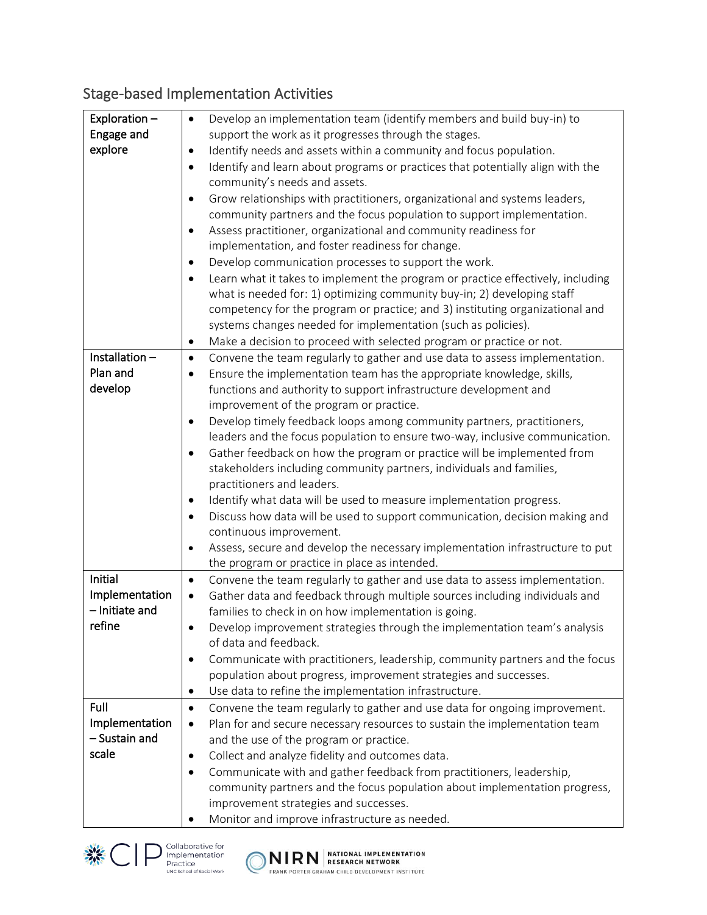## Stage-based Implementation Activities

| | |
|---|---|
| **Exploration – Engage and explore** | • Develop an implementation team (identify members and build buy-in) to support the work as it progresses through the stages.<br>• Identify needs and assets within a community and focus population.<br>• Identify and learn about programs or practices that potentially align with the community's needs and assets.<br>• Grow relationships with practitioners, organizational and systems leaders, community partners and the focus population to support implementation.<br>• Assess practitioner, organizational and community readiness for implementation, and foster readiness for change.<br>• Develop communication processes to support the work.<br>• Learn what it takes to implement the program or practice effectively, including what is needed for: 1) optimizing community buy-in; 2) developing staff competency for the program or practice; and 3) instituting organizational and systems changes needed for implementation (such as policies).<br>• Make a decision to proceed with selected program or practice or not. |
| **Installation – Plan and develop** | • Convene the team regularly to gather and use data to assess implementation.<br>• Ensure the implementation team has the appropriate knowledge, skills, functions and authority to support infrastructure development and improvement of the program or practice.<br>• Develop timely feedback loops among community partners, practitioners, leaders and the focus population to ensure two-way, inclusive communication.<br>• Gather feedback on how the program or practice will be implemented from stakeholders including community partners, individuals and families, practitioners and leaders.<br>• Identify what data will be used to measure implementation progress.<br>• Discuss how data will be used to support communication, decision making and continuous improvement.<br>• Assess, secure and develop the necessary implementation infrastructure to put the program or practice in place as intended. |
| **Initial Implementation – Initiate and refine** | • Convene the team regularly to gather and use data to assess implementation.<br>• Gather data and feedback through multiple sources including individuals and families to check in on how implementation is going.<br>• Develop improvement strategies through the implementation team's analysis of data and feedback.<br>• Communicate with practitioners, leadership, community partners and the focus population about progress, improvement strategies and successes.<br>• Use data to refine the implementation infrastructure. |
| **Full Implementation – Sustain and scale** | • Convene the team regularly to gather and use data for ongoing improvement.<br>• Plan for and secure necessary resources to sustain the implementation team and the use of the program or practice.<br>• Collect and analyze fidelity and outcomes data.<br>• Communicate with and gather feedback from practitioners, leadership, community partners and the focus population about implementation progress, improvement strategies and successes.<br>• Monitor and improve infrastructure as needed. |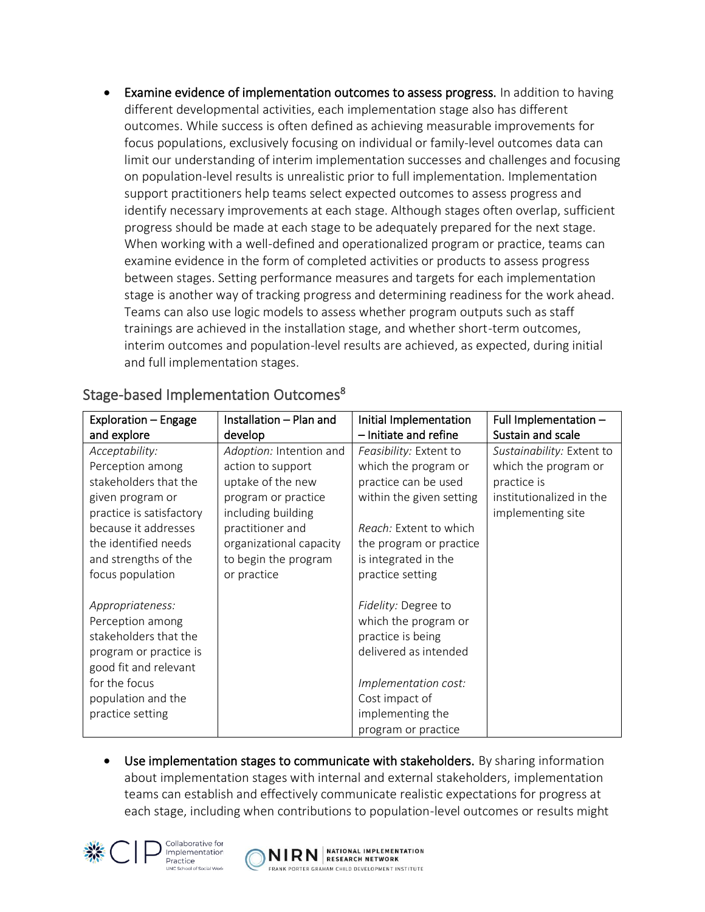- **Examine evidence of implementation outcomes to assess progress.** In addition to having different developmental activities, each implementation stage also has different outcomes. While success is often defined as achieving measurable improvements for focus populations, exclusively focusing on individual or family-level outcomes data can limit our understanding of interim implementation successes and challenges and focusing on population-level results is unrealistic prior to full implementation. Implementation support practitioners help teams select expected outcomes to assess progress and identify necessary improvements at each stage. Although stages often overlap, sufficient progress should be made at each stage to be adequately prepared for the next stage. When working with a well-defined and operationalized program or practice, teams can examine evidence in the form of completed activities or products to assess progress between stages. Setting performance measures and targets for each implementation stage is another way of tracking progress and determining readiness for the work ahead. Teams can also use logic models to assess whether program outputs such as staff trainings are achieved in the installation stage, and whether short-term outcomes, interim outcomes and population-level results are achieved, as expected, during initial and full implementation stages.

## Stage-based Implementation Outcomes[8]

| Exploration – Engage and explore | Installation – Plan and develop | Initial Implementation – Initiate and refine | Full Implementation – Sustain and scale |
|---|---|---|---|
| *Acceptability:* Perception among stakeholders that the given program or practice is satisfactory because it addresses the identified needs and strengths of the focus population<br><br>*Appropriateness:* Perception among stakeholders that the program or practice is good fit and relevant for the focus population and the practice setting | *Adoption:* Intention and action to support uptake of the new program or practice including building practitioner and organizational capacity to begin the program or practice | *Feasibility:* Extent to which the program or practice can be used within the given setting<br><br>*Reach:* Extent to which the program or practice is integrated in the practice setting<br><br>*Fidelity:* Degree to which the program or practice is being delivered as intended<br><br>*Implementation cost:* Cost impact of implementing the program or practice | *Sustainability:* Extent to which the program or practice is institutionalized in the implementing site |

- **Use implementation stages to communicate with stakeholders.** By sharing information about implementation stages with internal and external stakeholders, implementation teams can establish and effectively communicate realistic expectations for progress at each stage, including when contributions to population-level outcomes or results might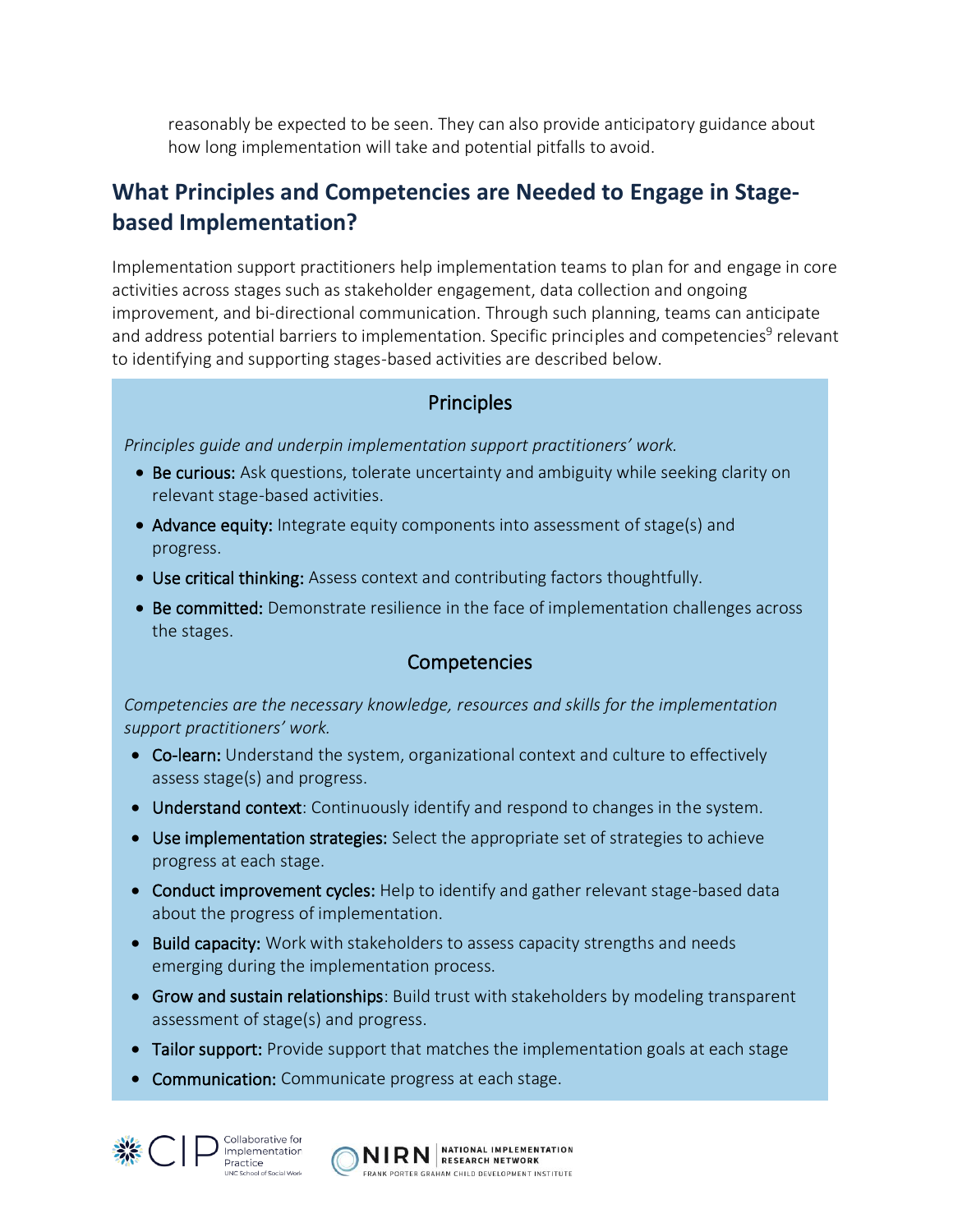reasonably be expected to be seen. They can also provide anticipatory guidance about how long implementation will take and potential pitfalls to avoid.

## What Principles and Competencies are Needed to Engage in Stage-based Implementation?

Implementation support practitioners help implementation teams to plan for and engage in core activities across stages such as stakeholder engagement, data collection and ongoing improvement, and bi-directional communication. Through such planning, teams can anticipate and address potential barriers to implementation. Specific principles and competencies[9] relevant to identifying and supporting stages-based activities are described below.

### Principles

*Principles guide and underpin implementation support practitioners' work.*

- **Be curious:** Ask questions, tolerate uncertainty and ambiguity while seeking clarity on relevant stage-based activities.
- **Advance equity:** Integrate equity components into assessment of stage(s) and progress.
- **Use critical thinking:** Assess context and contributing factors thoughtfully.
- **Be committed:** Demonstrate resilience in the face of implementation challenges across the stages.

### Competencies

*Competencies are the necessary knowledge, resources and skills for the implementation support practitioners' work.*

- **Co-learn:** Understand the system, organizational context and culture to effectively assess stage(s) and progress.
- **Understand context**: Continuously identify and respond to changes in the system.
- **Use implementation strategies:** Select the appropriate set of strategies to achieve progress at each stage.
- **Conduct improvement cycles:** Help to identify and gather relevant stage-based data about the progress of implementation.
- **Build capacity:** Work with stakeholders to assess capacity strengths and needs emerging during the implementation process.
- **Grow and sustain relationships**: Build trust with stakeholders by modeling transparent assessment of stage(s) and progress.
- **Tailor support:** Provide support that matches the implementation goals at each stage
- **Communication:** Communicate progress at each stage.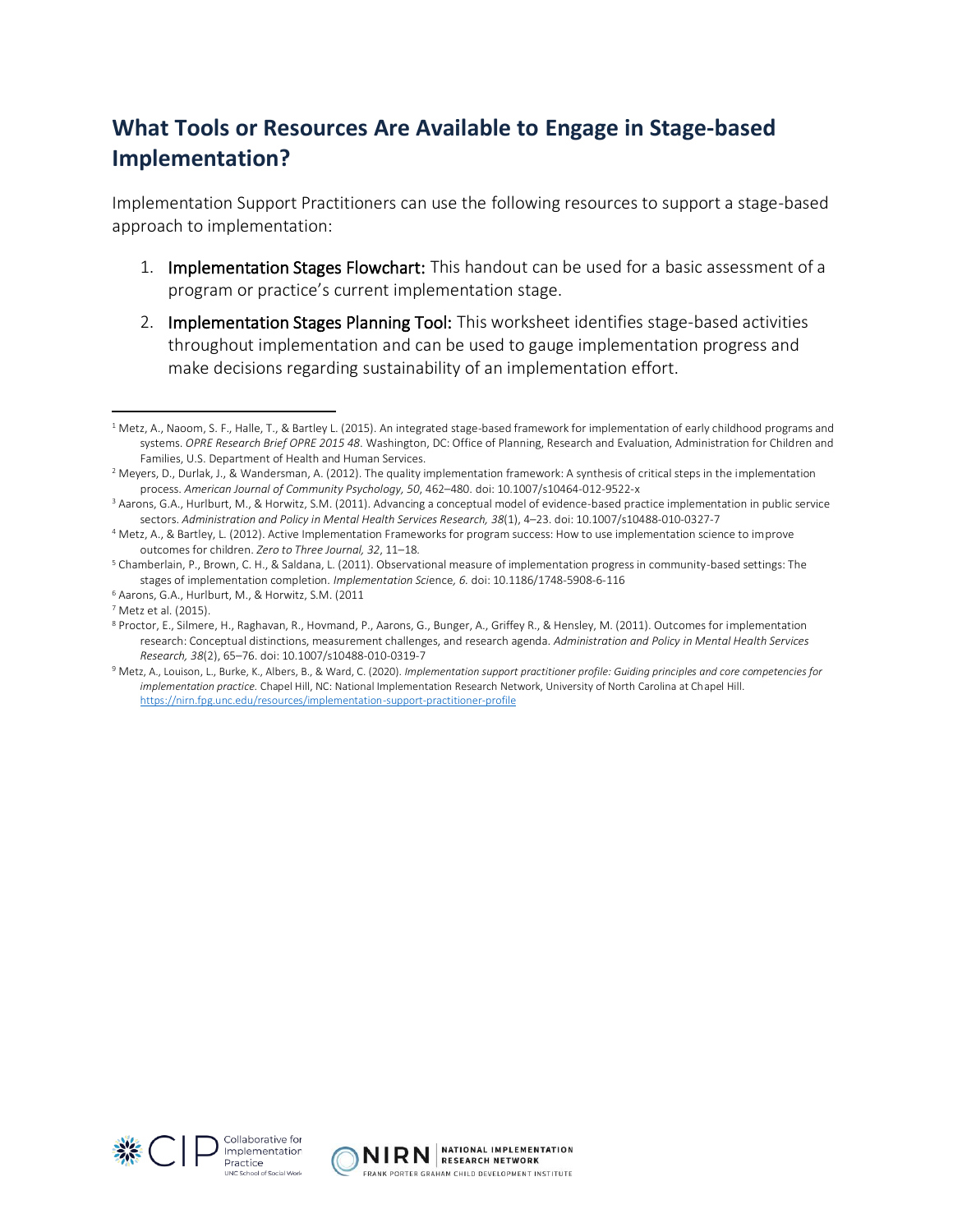## What Tools or Resources Are Available to Engage in Stage-based Implementation?

Implementation Support Practitioners can use the following resources to support a stage-based approach to implementation:

1. **Implementation Stages Flowchart:** This handout can be used for a basic assessment of a program or practice's current implementation stage.
2. **Implementation Stages Planning Tool:** This worksheet identifies stage-based activities throughout implementation and can be used to gauge implementation progress and make decisions regarding sustainability of an implementation effort.

---

[1] Metz, A., Naoom, S. F., Halle, T., & Bartley L. (2015). An integrated stage-based framework for implementation of early childhood programs and systems. *OPRE Research Brief OPRE 2015 48*. Washington, DC: Office of Planning, Research and Evaluation, Administration for Children and Families, U.S. Department of Health and Human Services.

[2] Meyers, D., Durlak, J., & Wandersman, A. (2012). The quality implementation framework: A synthesis of critical steps in the implementation process. *American Journal of Community Psychology, 50*, 462–480. doi: 10.1007/s10464-012-9522-x

[3] Aarons, G.A., Hurlburt, M., & Horwitz, S.M. (2011). Advancing a conceptual model of evidence-based practice implementation in public service sectors. *Administration and Policy in Mental Health Services Research, 38*(1), 4–23. doi: 10.1007/s10488-010-0327-7

[4] Metz, A., & Bartley, L. (2012). Active Implementation Frameworks for program success: How to use implementation science to improve outcomes for children. *Zero to Three Journal, 32*, 11–18.

[5] Chamberlain, P., Brown, C. H., & Saldana, L. (2011). Observational measure of implementation progress in community-based settings: The stages of implementation completion. *Implementation Science, 6.* doi: 10.1186/1748-5908-6-116

[6] Aarons, G.A., Hurlburt, M., & Horwitz, S.M. (2011

[7] Metz et al. (2015).

[8] Proctor, E., Silmere, H., Raghavan, R., Hovmand, P., Aarons, G., Bunger, A., Griffey R., & Hensley, M. (2011). Outcomes for implementation research: Conceptual distinctions, measurement challenges, and research agenda. *Administration and Policy in Mental Health Services Research, 38*(2), 65–76. doi: 10.1007/s10488-010-0319-7

[9] Metz, A., Louison, L., Burke, K., Albers, B., & Ward, C. (2020). *Implementation support practitioner profile: Guiding principles and core competencies for implementation practice.* Chapel Hill, NC: National Implementation Research Network, University of North Carolina at Chapel Hill. https://nirn.fpg.unc.edu/resources/implementation-support-practitioner-profile